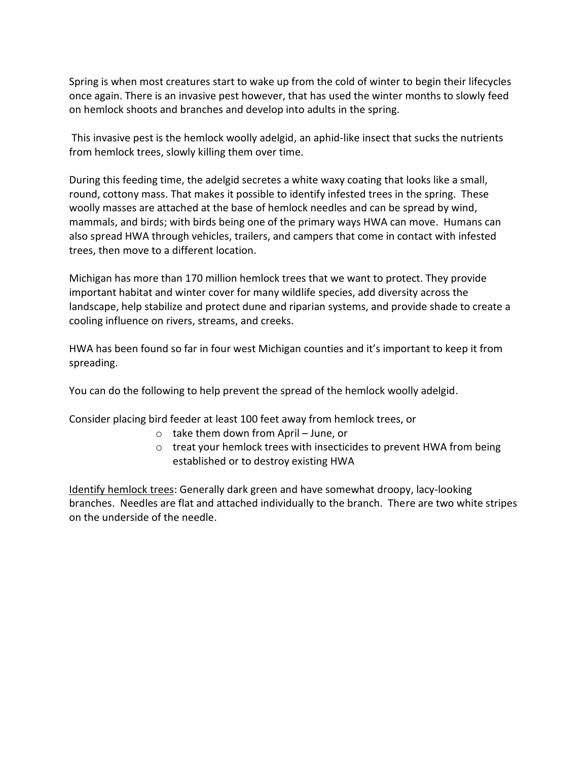Spring is when most creatures start to wake up from the cold of winter to begin their lifecycles once again. There is an invasive pest however, that has used the winter months to slowly feed on hemlock shoots and branches and develop into adults in the spring.

This invasive pest is the hemlock woolly adelgid, an aphid-like insect that sucks the nutrients from hemlock trees, slowly killing them over time.

During this feeding time, the adelgid secretes a white waxy coating that looks like a small, round, cottony mass. That makes it possible to identify infested trees in the spring. These woolly masses are attached at the base of hemlock needles and can be spread by wind, mammals, and birds; with birds being one of the primary ways HWA can move. Humans can also spread HWA through vehicles, trailers, and campers that come in contact with infested trees, then move to a different location.

Michigan has more than 170 million hemlock trees that we want to protect. They provide important habitat and winter cover for many wildlife species, add diversity across the landscape, help stabilize and protect dune and riparian systems, and provide shade to create a cooling influence on rivers, streams, and creeks.

HWA has been found so far in four west Michigan counties and it's important to keep it from spreading.

You can do the following to help prevent the spread of the hemlock woolly adelgid.

Consider placing bird feeder at least 100 feet away from hemlock trees, or

- take them down from April – June, or
- treat your hemlock trees with insecticides to prevent HWA from being established or to destroy existing HWA

<u>Identify hemlock trees</u>: Generally dark green and have somewhat droopy, lacy-looking branches. Needles are flat and attached individually to the branch. There are two white stripes on the underside of the needle.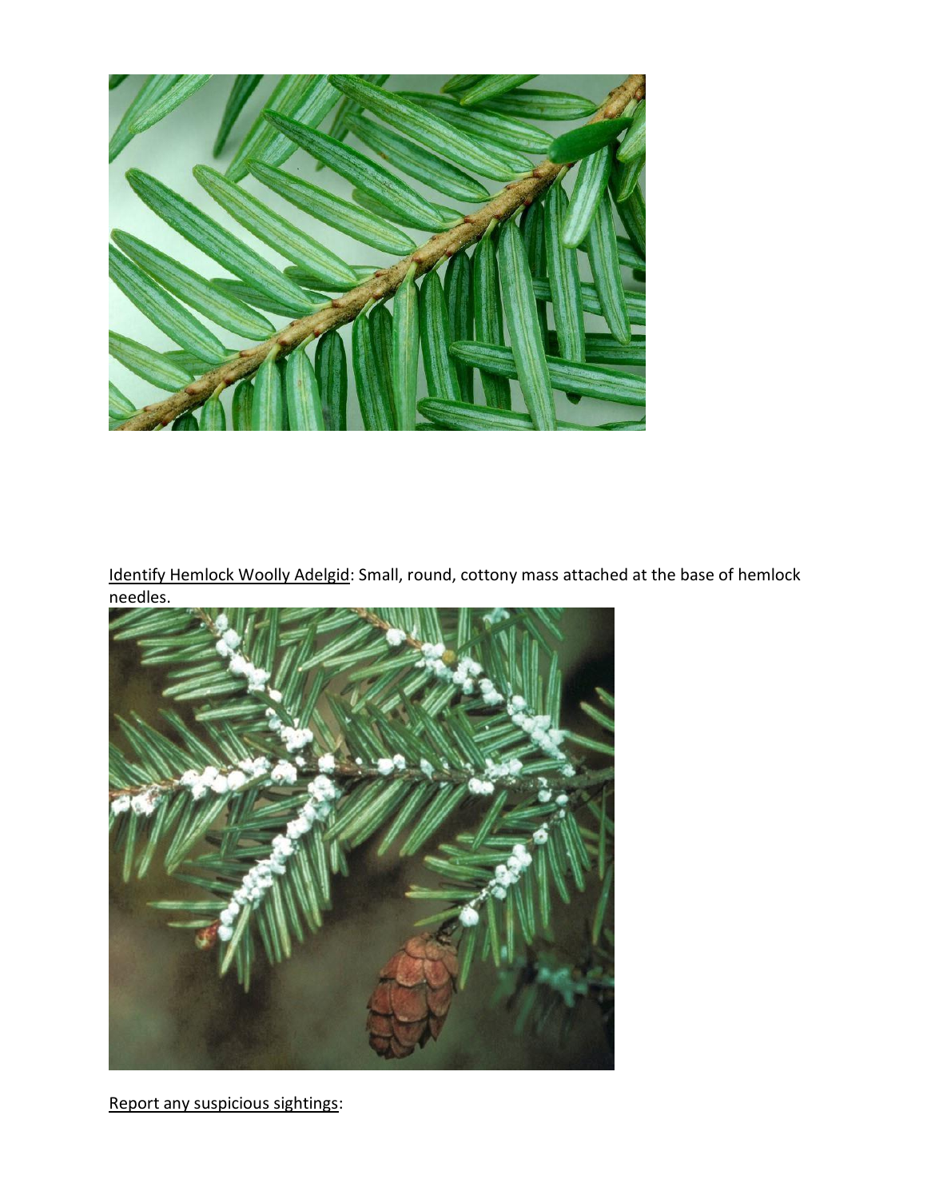Identify Hemlock Woolly Adelgid: Small, round, cottony mass attached at the base of hemlock needles.

Report any suspicious sightings: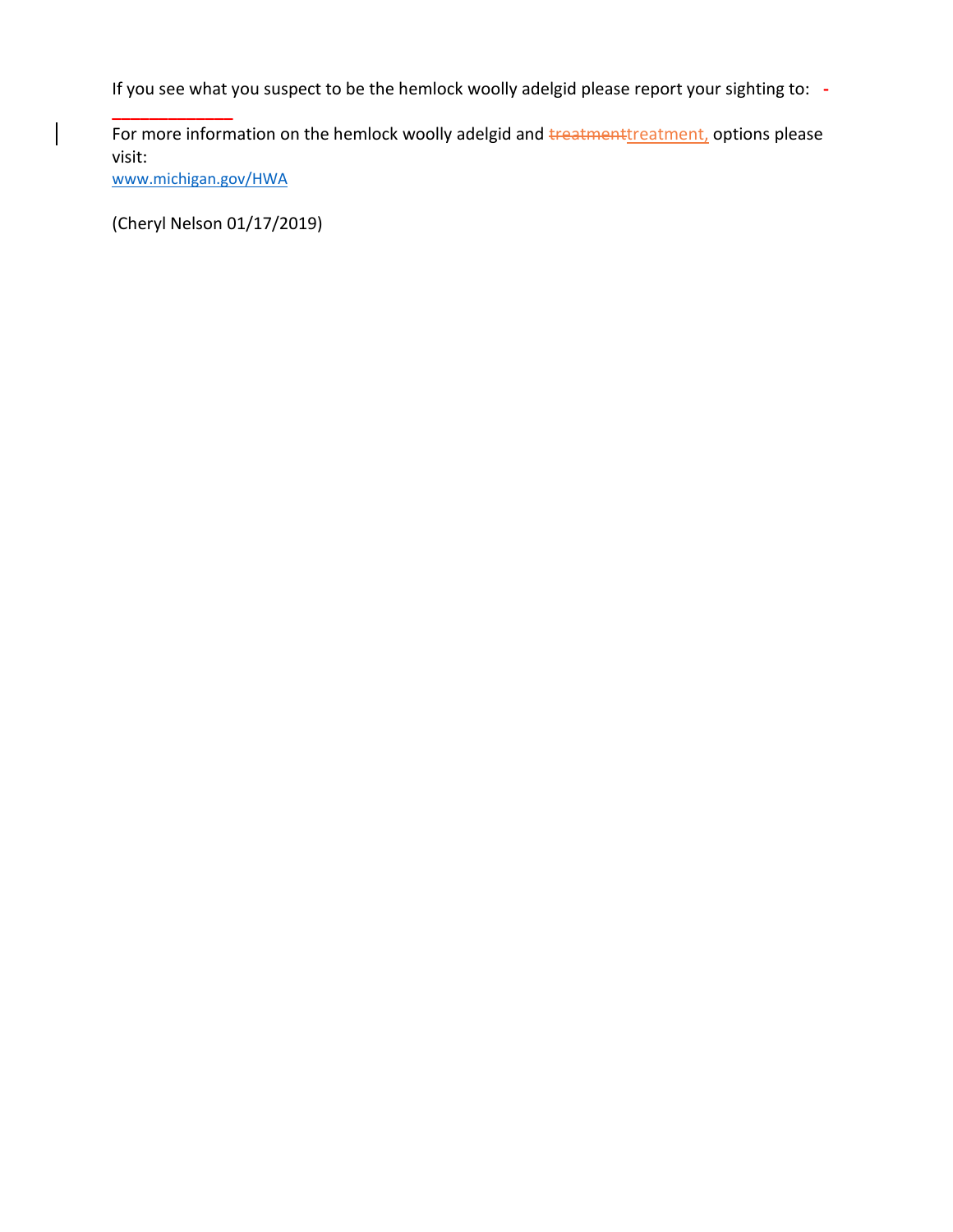If you see what you suspect to be the hemlock woolly adelgid please report your sighting to: -
_____________

For more information on the hemlock woolly adelgid and treatment, options please visit:
www.michigan.gov/HWA

(Cheryl Nelson 01/17/2019)